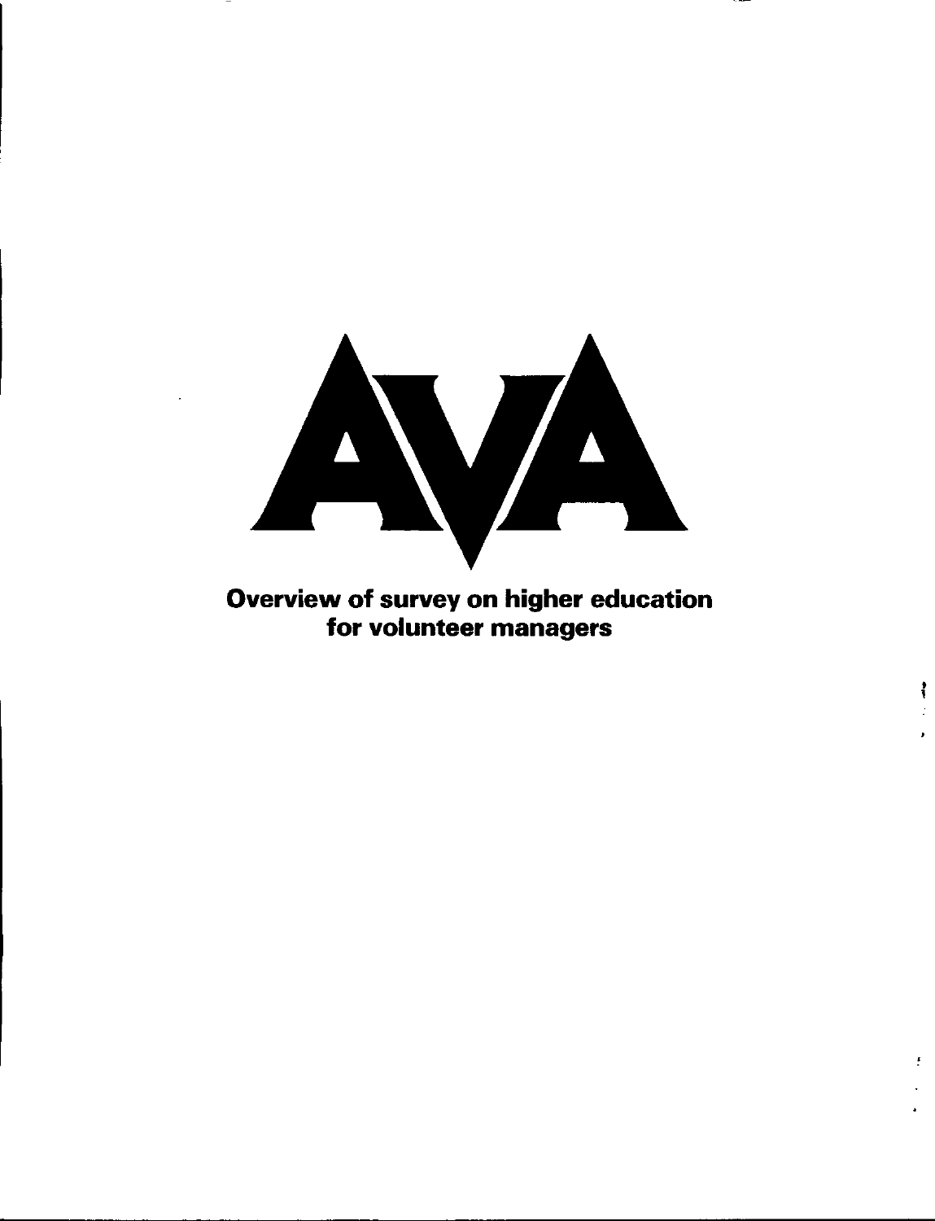# AVA

## Overview of survey on higher education for volunteer managers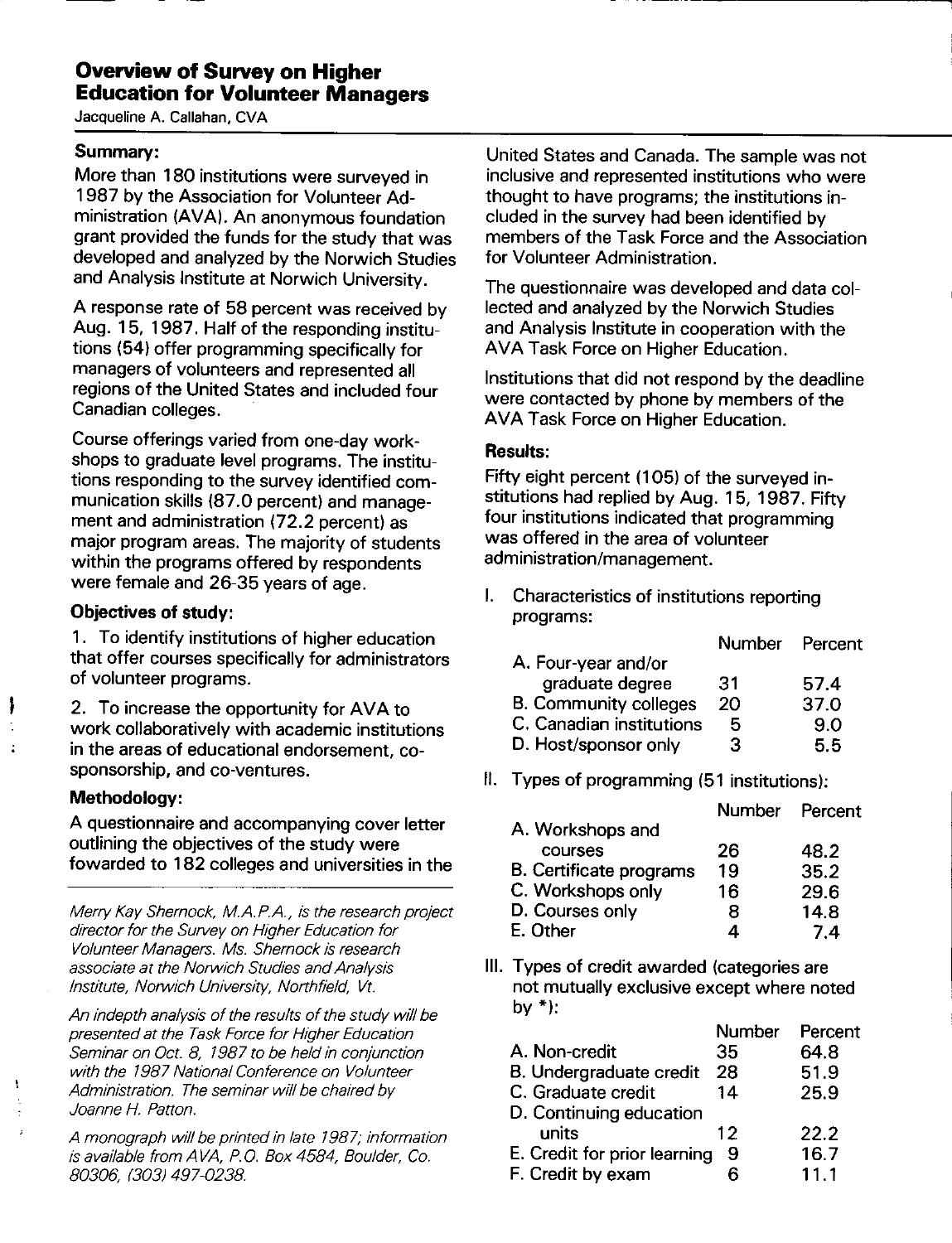## Overview of Survey on Higher Education for Volunteer Managers

Jacqueline A. Callahan, CVA

### Summary:

More than 180 institutions were surveyed in 1987 by the Association for Volunteer Administration (AVA). An anonymous foundation grant provided the funds for the study that was developed and analyzed by the Norwich Studies and Analysis Institute at Norwich University.

A response rate of 58 percent was received by Aug. 15, 1987. Half of the responding institutions (54) offer programming specifically for managers of volunteers and represented all regions of the United States and included four Canadian colleges.

Course offerings varied from one-day workshops to graduate level programs. The institutions responding to the survey identified communication skills (87.0 percent) and management and administration (72.2 percent) as major program areas. The majority of students within the programs offered by respondents were female and 26-35 years of age.

### Objectives of study:

1. To identify institutions of higher education that offer courses specifically for administrators of volunteer programs.

2. To increase the opportunity for AVA to work collaboratively with academic institutions in the areas of educational endorsement, co-sponsorship, and co-ventures.

### Methodology:

A questionnaire and accompanying cover letter outlining the objectives of the study were fowarded to 182 colleges and universities in the United States and Canada. The sample was not inclusive and represented institutions who were thought to have programs; the institutions included in the survey had been identified by members of the Task Force and the Association for Volunteer Administration.

The questionnaire was developed and data collected and analyzed by the Norwich Studies and Analysis Institute in cooperation with the AVA Task Force on Higher Education.

Institutions that did not respond by the deadline were contacted by phone by members of the AVA Task Force on Higher Education.

### Results:

Fifty eight percent (105) of the surveyed institutions had replied by Aug. 15, 1987. Fifty four institutions indicated that programming was offered in the area of volunteer administration/management.

I. Characteristics of institutions reporting programs:

| | Number | Percent |
|---|---|---|
| A. Four-year and/or graduate degree | 31 | 57.4 |
| B. Community colleges | 20 | 37.0 |
| C. Canadian institutions | 5 | 9.0 |
| D. Host/sponsor only | 3 | 5.5 |

II. Types of programming (51 institutions):

| | Number | Percent |
|---|---|---|
| A. Workshops and courses | 26 | 48.2 |
| B. Certificate programs | 19 | 35.2 |
| C. Workshops only | 16 | 29.6 |
| D. Courses only | 8 | 14.8 |
| E. Other | 4 | 7.4 |

III. Types of credit awarded (categories are not mutually exclusive except where noted by *):

| | Number | Percent |
|---|---|---|
| A. Non-credit | 35 | 64.8 |
| B. Undergraduate credit | 28 | 51.9 |
| C. Graduate credit | 14 | 25.9 |
| D. Continuing education units | 12 | 22.2 |
| E. Credit for prior learning | 9 | 16.7 |
| F. Credit by exam | 6 | 11.1 |

---

*Merry Kay Shernock, M.A.P.A., is the research project director for the Survey on Higher Education for Volunteer Managers. Ms. Shernock is research associate at the Norwich Studies and Analysis Institute, Norwich University, Northfield, Vt.*

*An indepth analysis of the results of the study will be presented at the Task Force for Higher Education Seminar on Oct. 8, 1987 to be held in conjunction with the 1987 National Conference on Volunteer Administration. The seminar will be chaired by Joanne H. Patton.*

*A monograph will be printed in late 1987; information is available from AVA, P.O. Box 4584, Boulder, Co. 80306, (303) 497-0238.*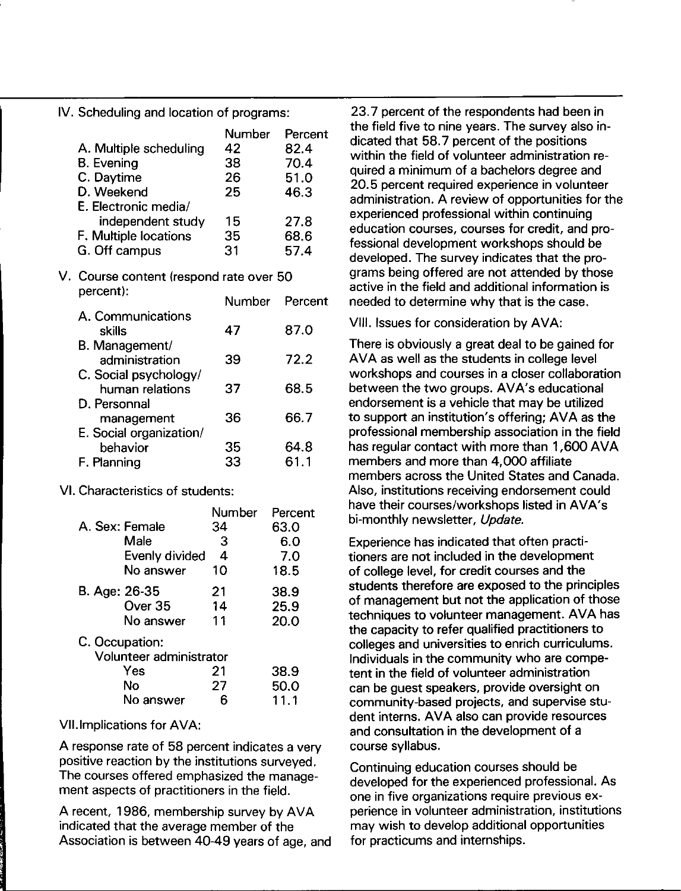IV. Scheduling and location of programs:

| | Number | Percent |
|---|---|---|
| A. Multiple scheduling | 42 | 82.4 |
| B. Evening | 38 | 70.4 |
| C. Daytime | 26 | 51.0 |
| D. Weekend | 25 | 46.3 |
| E. Electronic media/ independent study | 15 | 27.8 |
| F. Multiple locations | 35 | 68.6 |
| G. Off campus | 31 | 57.4 |

V. Course content (respond rate over 50 percent):

| | Number | Percent |
|---|---|---|
| A. Communications skills | 47 | 87.0 |
| B. Management/ administration | 39 | 72.2 |
| C. Social psychology/ human relations | 37 | 68.5 |
| D. Personnal management | 36 | 66.7 |
| E. Social organization/ behavior | 35 | 64.8 |
| F. Planning | 33 | 61.1 |

VI. Characteristics of students:

| | | Number | Percent |
|---|---|---|---|
| A. Sex: | Female | 34 | 63.0 |
| | Male | 3 | 6.0 |
| | Evenly divided | 4 | 7.0 |
| | No answer | 10 | 18.5 |
| B. Age: | 26-35 | 21 | 38.9 |
| | Over 35 | 14 | 25.9 |
| | No answer | 11 | 20.0 |
| C. Occupation: Volunteer administrator | | | |
| | Yes | 21 | 38.9 |
| | No | 27 | 50.0 |
| | No answer | 6 | 11.1 |

VII. Implications for AVA:

A response rate of 58 percent indicates a very positive reaction by the institutions surveyed. The courses offered emphasized the management aspects of practitioners in the field.

A recent, 1986, membership survey by AVA indicated that the average member of the Association is between 40-49 years of age, and 23.7 percent of the respondents had been in the field five to nine years. The survey also indicated that 58.7 percent of the positions within the field of volunteer administration required a minimum of a bachelors degree and 20.5 percent required experience in volunteer administration. A review of opportunities for the experienced professional within continuing education courses, courses for credit, and professional development workshops should be developed. The survey indicates that the programs being offered are not attended by those active in the field and additional information is needed to determine why that is the case.

VIII. Issues for consideration by AVA:

There is obviously a great deal to be gained for AVA as well as the students in college level workshops and courses in a closer collaboration between the two groups. AVA's educational endorsement is a vehicle that may be utilized to support an institution's offering; AVA as the professional membership association in the field has regular contact with more than 1,600 AVA members and more than 4,000 affiliate members across the United States and Canada. Also, institutions receiving endorsement could have their courses/workshops listed in AVA's bi-monthly newsletter, *Update.*

Experience has indicated that often practitioners are not included in the development of college level, for credit courses and the students therefore are exposed to the principles of management but not the application of those techniques to volunteer management. AVA has the capacity to refer qualified practitioners to colleges and universities to enrich curriculums. Individuals in the community who are competent in the field of volunteer administration can be guest speakers, provide oversight on community-based projects, and supervise student interns. AVA also can provide resources and consultation in the development of a course syllabus.

Continuing education courses should be developed for the experienced professional. As one in five organizations require previous experience in volunteer administration, institutions may wish to develop additional opportunities for practicums and internships.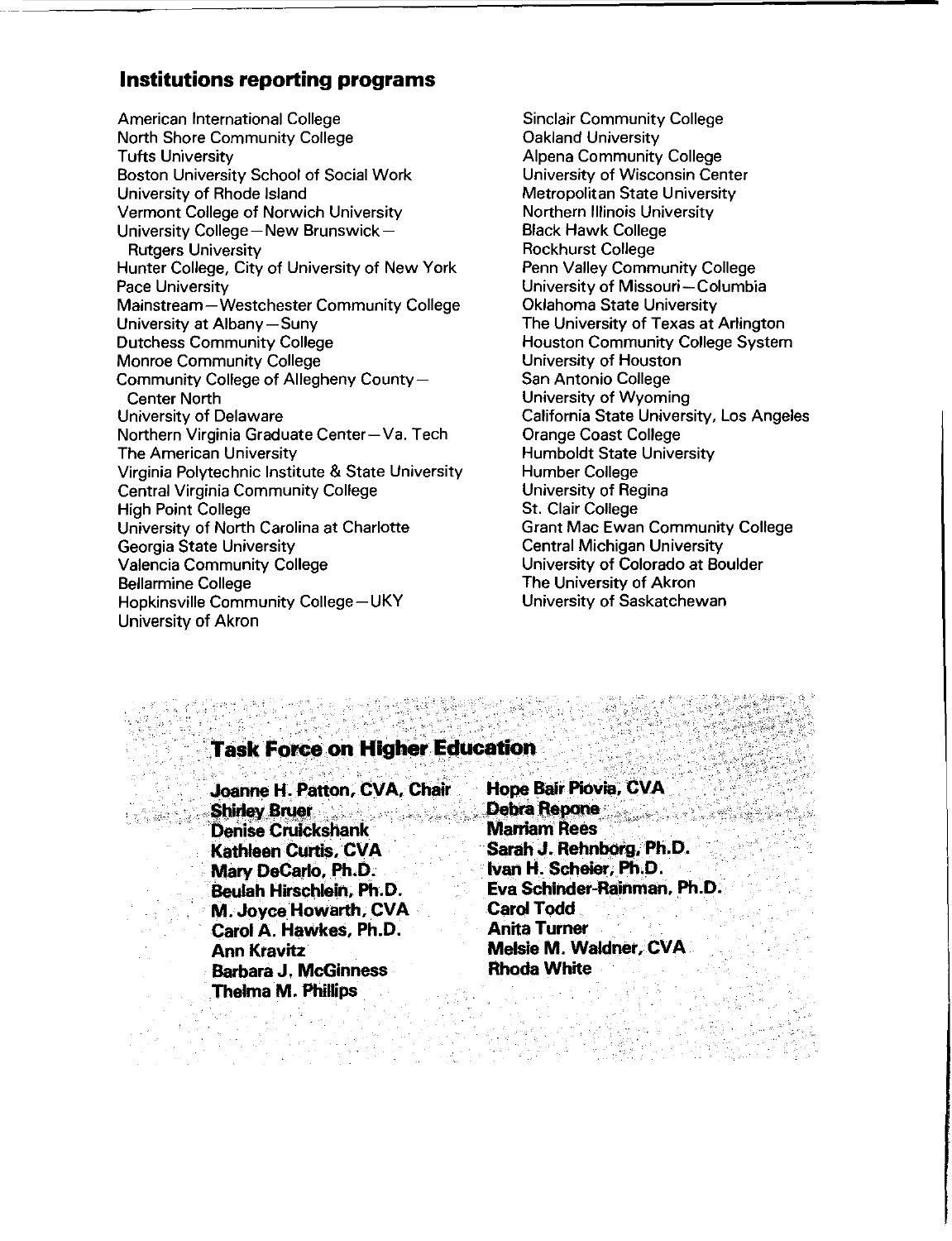## Institutions reporting programs

American International College
North Shore Community College
Tufts University
Boston University School of Social Work
University of Rhode Island
Vermont College of Norwich University
University College—New Brunswick—Rutgers University
Hunter College, City of University of New York
Pace University
Mainstream—Westchester Community College
University at Albany—Suny
Dutchess Community College
Monroe Community College
Community College of Allegheny County—Center North
University of Delaware
Northern Virginia Graduate Center—Va. Tech
The American University
Virginia Polytechnic Institute & State University
Central Virginia Community College
High Point College
University of North Carolina at Charlotte
Georgia State University
Valencia Community College
Bellarmine College
Hopkinsville Community College—UKY
University of Akron
Sinclair Community College
Oakland University
Alpena Community College
University of Wisconsin Center
Metropolitan State University
Northern Illinois University
Black Hawk College
Rockhurst College
Penn Valley Community College
University of Missouri—Columbia
Oklahoma State University
The University of Texas at Arlington
Houston Community College System
University of Houston
San Antonio College
University of Wyoming
California State University, Los Angeles
Orange Coast College
Humboldt State University
Humber College
University of Regina
St. Clair College
Grant Mac Ewan Community College
Central Michigan University
University of Colorado at Boulder
The University of Akron
University of Saskatchewan

## Task Force on Higher Education

**Joanne H. Patton, CVA, Chair**
**Shirley Bruer**
**Denise Cruickshank**
**Kathleen Curtis, CVA**
**Mary DeCarlo, Ph.D.**
**Beulah Hirschlein, Ph.D.**
**M. Joyce Howarth, CVA**
**Carol A. Hawkes, Ph.D.**
**Ann Kravitz**
**Barbara J. McGinness**
**Thelma M. Phillips**
**Hope Bair Piovia, CVA**
**Debra Repone**
**Marriam Rees**
**Sarah J. Rehnborg, Ph.D.**
**Ivan H. Scheier, Ph.D.**
**Eva Schinder-Rainman, Ph.D.**
**Carol Todd**
**Anita Turner**
**Melsie M. Waldner, CVA**
**Rhoda White**